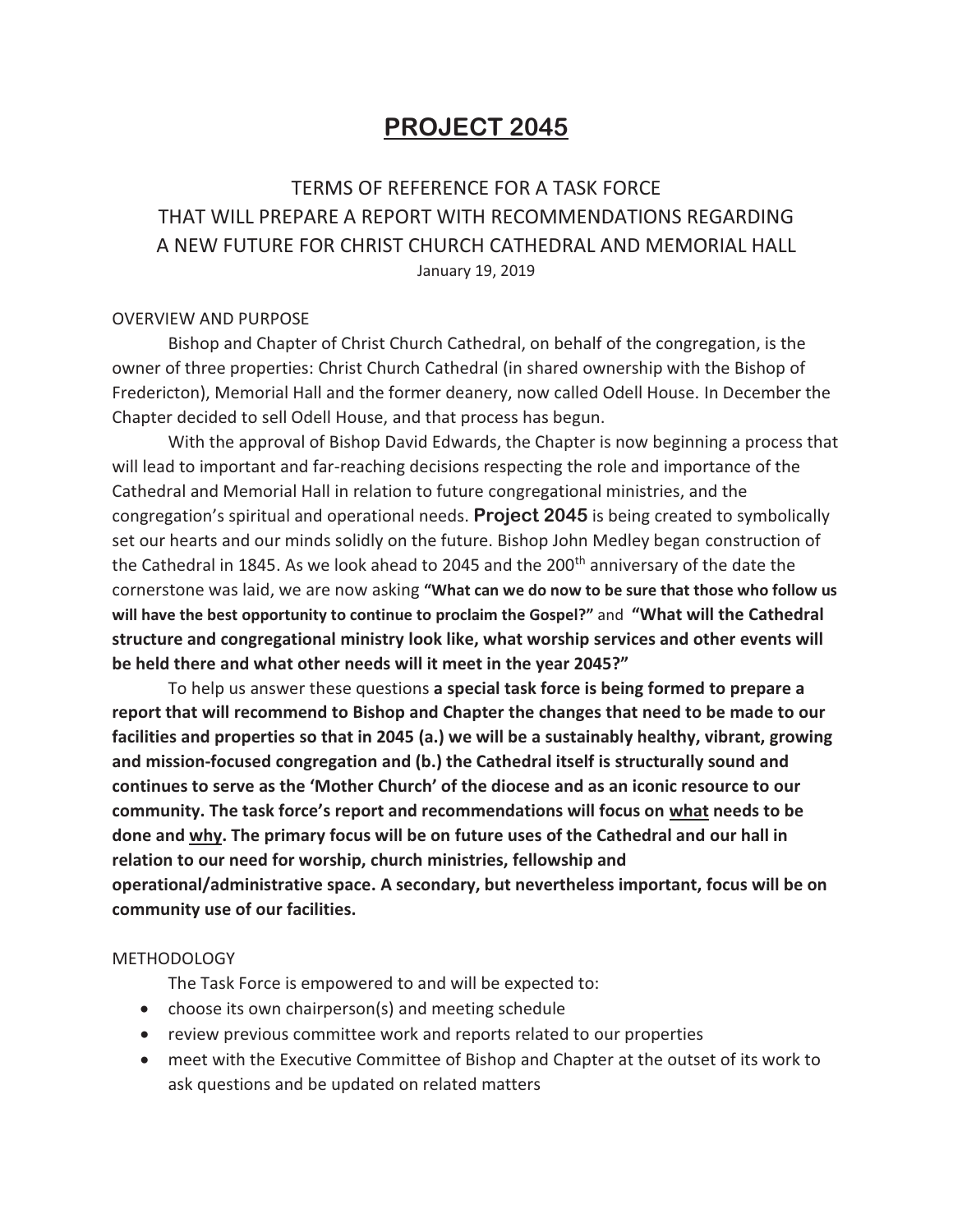# PROJECT 2045

TERMS OF REFERENCE FOR A TASK FORCE
THAT WILL PREPARE A REPORT WITH RECOMMENDATIONS REGARDING
A NEW FUTURE FOR CHRIST CHURCH CATHEDRAL AND MEMORIAL HALL

January 19, 2019

OVERVIEW AND PURPOSE

Bishop and Chapter of Christ Church Cathedral, on behalf of the congregation, is the owner of three properties: Christ Church Cathedral (in shared ownership with the Bishop of Fredericton), Memorial Hall and the former deanery, now called Odell House. In December the Chapter decided to sell Odell House, and that process has begun.

With the approval of Bishop David Edwards, the Chapter is now beginning a process that will lead to important and far-reaching decisions respecting the role and importance of the Cathedral and Memorial Hall in relation to future congregational ministries, and the congregation's spiritual and operational needs. **Project 2045** is being created to symbolically set our hearts and our minds solidly on the future. Bishop John Medley began construction of the Cathedral in 1845. As we look ahead to 2045 and the 200th anniversary of the date the cornerstone was laid, we are now asking **"What can we do now to be sure that those who follow us will have the best opportunity to continue to proclaim the Gospel?"** and **"What will the Cathedral structure and congregational ministry look like, what worship services and other events will be held there and what other needs will it meet in the year 2045?"**

To help us answer these questions **a special task force is being formed to prepare a report that will recommend to Bishop and Chapter the changes that need to be made to our facilities and properties so that in 2045 (a.) we will be a sustainably healthy, vibrant, growing and mission-focused congregation and (b.) the Cathedral itself is structurally sound and continues to serve as the 'Mother Church' of the diocese and as an iconic resource to our community. The task force's report and recommendations will focus on <u>what</u> needs to be done and <u>why</u>. The primary focus will be on future uses of the Cathedral and our hall in relation to our need for worship, church ministries, fellowship and operational/administrative space. A secondary, but nevertheless important, focus will be on community use of our facilities.**

METHODOLOGY

The Task Force is empowered to and will be expected to:

- choose its own chairperson(s) and meeting schedule
- review previous committee work and reports related to our properties
- meet with the Executive Committee of Bishop and Chapter at the outset of its work to ask questions and be updated on related matters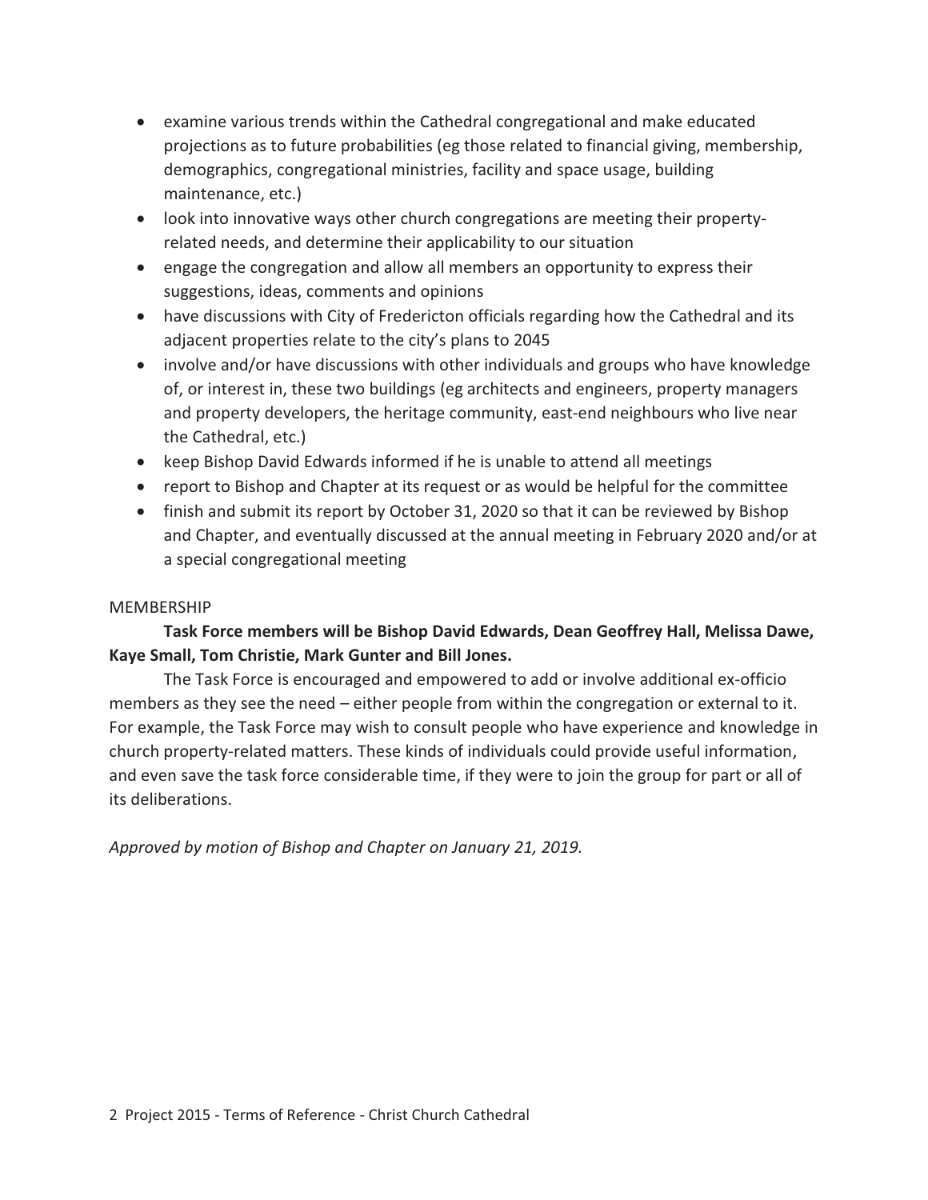- examine various trends within the Cathedral congregational and make educated projections as to future probabilities (eg those related to financial giving, membership, demographics, congregational ministries, facility and space usage, building maintenance, etc.)
- look into innovative ways other church congregations are meeting their property-related needs, and determine their applicability to our situation
- engage the congregation and allow all members an opportunity to express their suggestions, ideas, comments and opinions
- have discussions with City of Fredericton officials regarding how the Cathedral and its adjacent properties relate to the city's plans to 2045
- involve and/or have discussions with other individuals and groups who have knowledge of, or interest in, these two buildings (eg architects and engineers, property managers and property developers, the heritage community, east-end neighbours who live near the Cathedral, etc.)
- keep Bishop David Edwards informed if he is unable to attend all meetings
- report to Bishop and Chapter at its request or as would be helpful for the committee
- finish and submit its report by October 31, 2020 so that it can be reviewed by Bishop and Chapter, and eventually discussed at the annual meeting in February 2020 and/or at a special congregational meeting

MEMBERSHIP

**Task Force members will be Bishop David Edwards, Dean Geoffrey Hall, Melissa Dawe, Kaye Small, Tom Christie, Mark Gunter and Bill Jones.**

The Task Force is encouraged and empowered to add or involve additional ex-officio members as they see the need – either people from within the congregation or external to it. For example, the Task Force may wish to consult people who have experience and knowledge in church property-related matters. These kinds of individuals could provide useful information, and even save the task force considerable time, if they were to join the group for part or all of its deliberations.

*Approved by motion of Bishop and Chapter on January 21, 2019.*